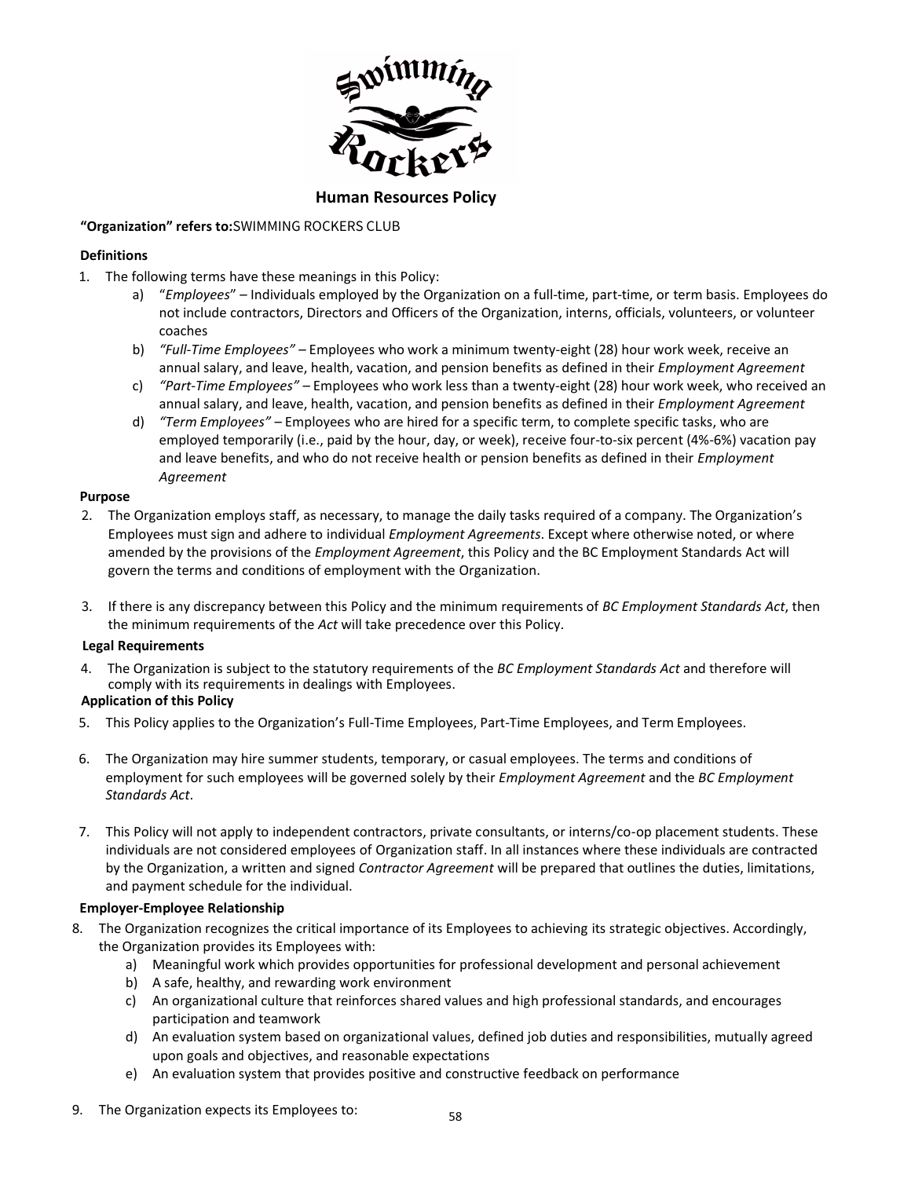# Human Resources Policy

**"Organization" refers to:** SWIMMING ROCKERS CLUB

**Definitions**

1. The following terms have these meanings in this Policy:
   a) "*Employees*" – Individuals employed by the Organization on a full-time, part-time, or term basis. Employees do not include contractors, Directors and Officers of the Organization, interns, officials, volunteers, or volunteer coaches
   b) *"Full-Time Employees"* – Employees who work a minimum twenty-eight (28) hour work week, receive an annual salary, and leave, health, vacation, and pension benefits as defined in their *Employment Agreement*
   c) *"Part-Time Employees"* – Employees who work less than a twenty-eight (28) hour work week, who received an annual salary, and leave, health, vacation, and pension benefits as defined in their *Employment Agreement*
   d) *"Term Employees"* – Employees who are hired for a specific term, to complete specific tasks, who are employed temporarily (i.e., paid by the hour, day, or week), receive four-to-six percent (4%-6%) vacation pay and leave benefits, and who do not receive health or pension benefits as defined in their *Employment Agreement*

**Purpose**

2. The Organization employs staff, as necessary, to manage the daily tasks required of a company. The Organization's Employees must sign and adhere to individual *Employment Agreements*. Except where otherwise noted, or where amended by the provisions of the *Employment Agreement*, this Policy and the BC Employment Standards Act will govern the terms and conditions of employment with the Organization.

3. If there is any discrepancy between this Policy and the minimum requirements of *BC Employment Standards Act*, then the minimum requirements of the *Act* will take precedence over this Policy.

**Legal Requirements**

4. The Organization is subject to the statutory requirements of the *BC Employment Standards Act* and therefore will comply with its requirements in dealings with Employees.

**Application of this Policy**

5. This Policy applies to the Organization's Full-Time Employees, Part-Time Employees, and Term Employees.

6. The Organization may hire summer students, temporary, or casual employees. The terms and conditions of employment for such employees will be governed solely by their *Employment Agreement* and the *BC Employment Standards Act*.

7. This Policy will not apply to independent contractors, private consultants, or interns/co-op placement students. These individuals are not considered employees of Organization staff. In all instances where these individuals are contracted by the Organization, a written and signed *Contractor Agreement* will be prepared that outlines the duties, limitations, and payment schedule for the individual.

**Employer-Employee Relationship**

8. The Organization recognizes the critical importance of its Employees to achieving its strategic objectives. Accordingly, the Organization provides its Employees with:
   a) Meaningful work which provides opportunities for professional development and personal achievement
   b) A safe, healthy, and rewarding work environment
   c) An organizational culture that reinforces shared values and high professional standards, and encourages participation and teamwork
   d) An evaluation system based on organizational values, defined job duties and responsibilities, mutually agreed upon goals and objectives, and reasonable expectations
   e) An evaluation system that provides positive and constructive feedback on performance

9. The Organization expects its Employees to: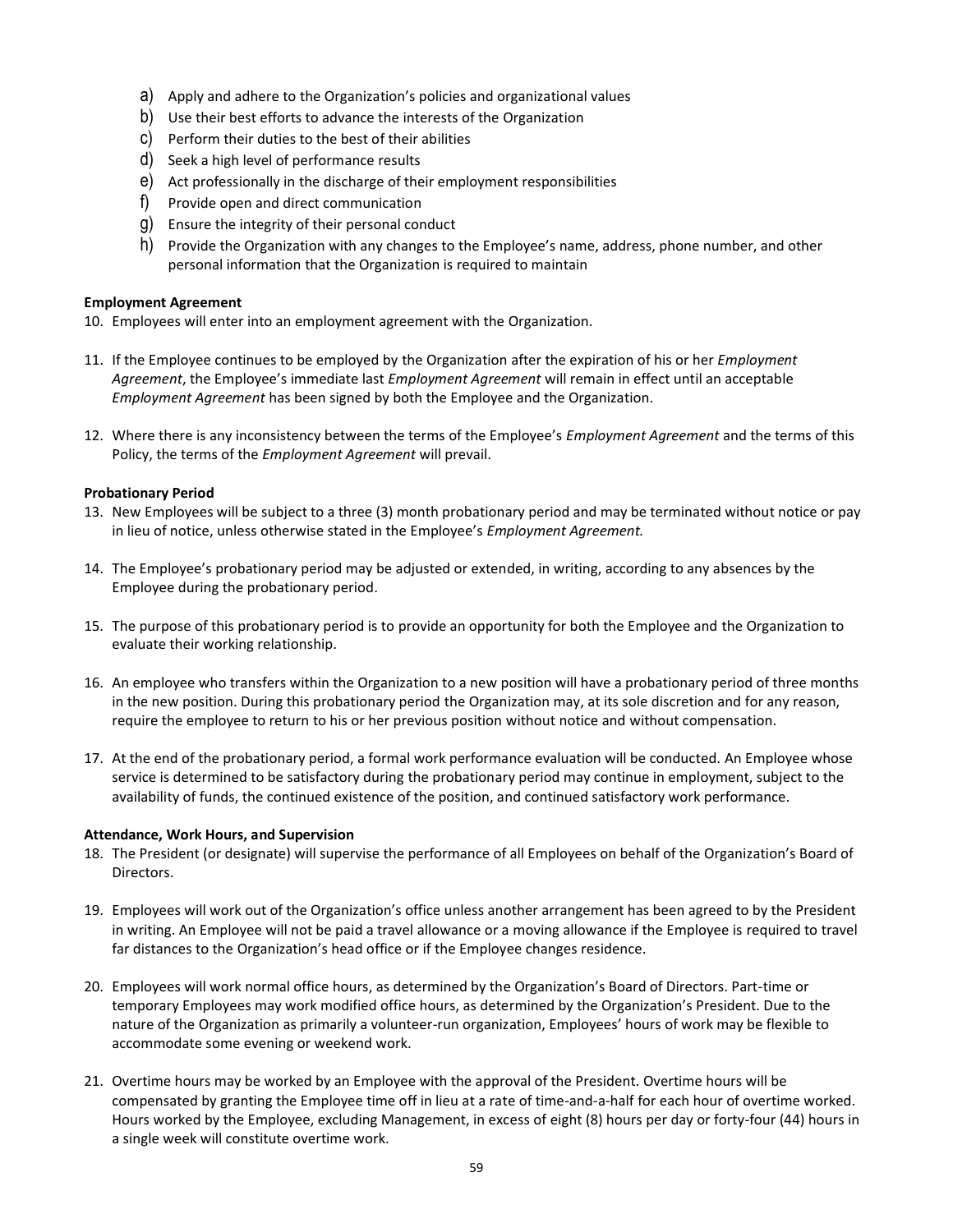a) Apply and adhere to the Organization's policies and organizational values
b) Use their best efforts to advance the interests of the Organization
c) Perform their duties to the best of their abilities
d) Seek a high level of performance results
e) Act professionally in the discharge of their employment responsibilities
f) Provide open and direct communication
g) Ensure the integrity of their personal conduct
h) Provide the Organization with any changes to the Employee's name, address, phone number, and other personal information that the Organization is required to maintain

**Employment Agreement**

10. Employees will enter into an employment agreement with the Organization.

11. If the Employee continues to be employed by the Organization after the expiration of his or her *Employment Agreement*, the Employee's immediate last *Employment Agreement* will remain in effect until an acceptable *Employment Agreement* has been signed by both the Employee and the Organization.

12. Where there is any inconsistency between the terms of the Employee's *Employment Agreement* and the terms of this Policy, the terms of the *Employment Agreement* will prevail.

**Probationary Period**

13. New Employees will be subject to a three (3) month probationary period and may be terminated without notice or pay in lieu of notice, unless otherwise stated in the Employee's *Employment Agreement.*

14. The Employee's probationary period may be adjusted or extended, in writing, according to any absences by the Employee during the probationary period.

15. The purpose of this probationary period is to provide an opportunity for both the Employee and the Organization to evaluate their working relationship.

16. An employee who transfers within the Organization to a new position will have a probationary period of three months in the new position. During this probationary period the Organization may, at its sole discretion and for any reason, require the employee to return to his or her previous position without notice and without compensation.

17. At the end of the probationary period, a formal work performance evaluation will be conducted. An Employee whose service is determined to be satisfactory during the probationary period may continue in employment, subject to the availability of funds, the continued existence of the position, and continued satisfactory work performance.

**Attendance, Work Hours, and Supervision**

18. The President (or designate) will supervise the performance of all Employees on behalf of the Organization's Board of Directors.

19. Employees will work out of the Organization's office unless another arrangement has been agreed to by the President in writing. An Employee will not be paid a travel allowance or a moving allowance if the Employee is required to travel far distances to the Organization's head office or if the Employee changes residence.

20. Employees will work normal office hours, as determined by the Organization's Board of Directors. Part-time or temporary Employees may work modified office hours, as determined by the Organization's President. Due to the nature of the Organization as primarily a volunteer-run organization, Employees' hours of work may be flexible to accommodate some evening or weekend work.

21. Overtime hours may be worked by an Employee with the approval of the President. Overtime hours will be compensated by granting the Employee time off in lieu at a rate of time-and-a-half for each hour of overtime worked. Hours worked by the Employee, excluding Management, in excess of eight (8) hours per day or forty-four (44) hours in a single week will constitute overtime work.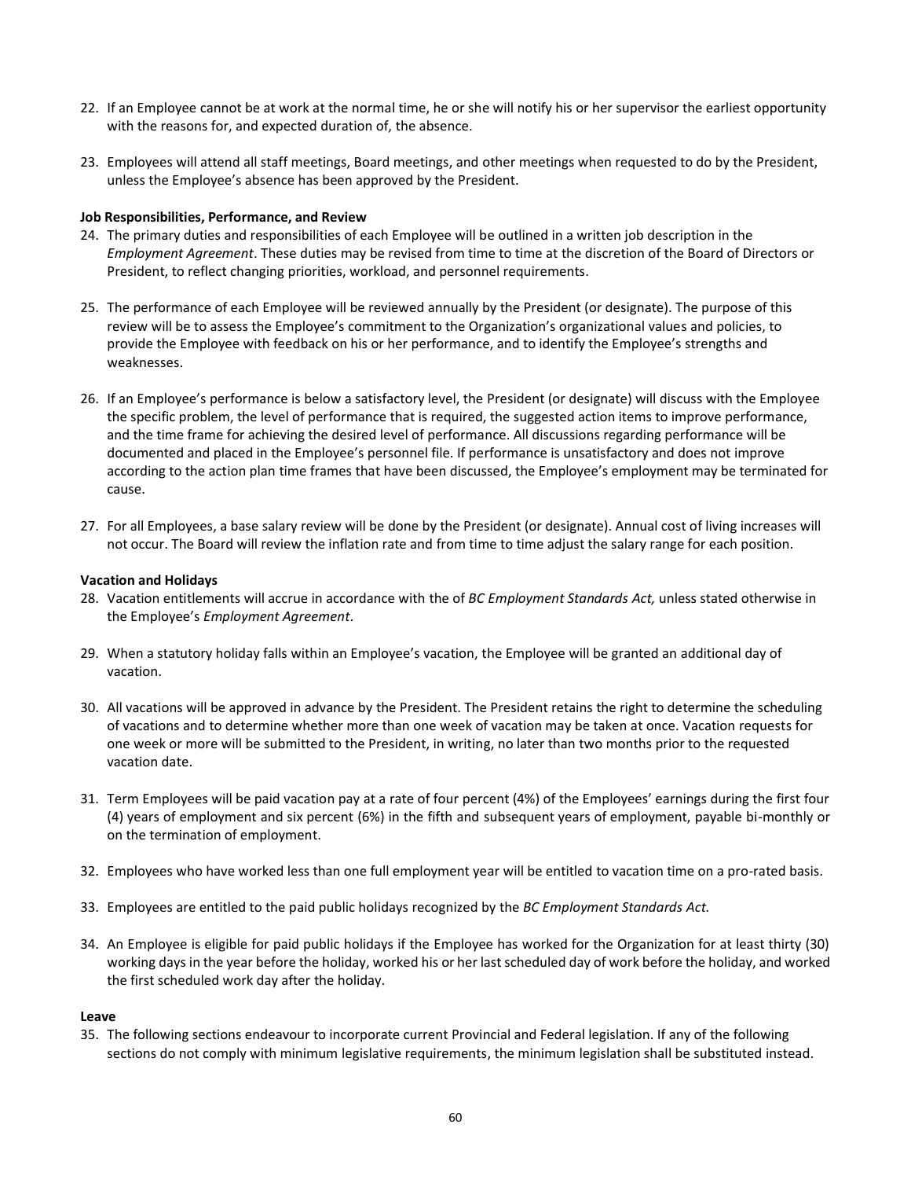22. If an Employee cannot be at work at the normal time, he or she will notify his or her supervisor the earliest opportunity with the reasons for, and expected duration of, the absence.

23. Employees will attend all staff meetings, Board meetings, and other meetings when requested to do by the President, unless the Employee's absence has been approved by the President.

**Job Responsibilities, Performance, and Review**

24. The primary duties and responsibilities of each Employee will be outlined in a written job description in the *Employment Agreement*. These duties may be revised from time to time at the discretion of the Board of Directors or President, to reflect changing priorities, workload, and personnel requirements.

25. The performance of each Employee will be reviewed annually by the President (or designate). The purpose of this review will be to assess the Employee's commitment to the Organization's organizational values and policies, to provide the Employee with feedback on his or her performance, and to identify the Employee's strengths and weaknesses.

26. If an Employee's performance is below a satisfactory level, the President (or designate) will discuss with the Employee the specific problem, the level of performance that is required, the suggested action items to improve performance, and the time frame for achieving the desired level of performance. All discussions regarding performance will be documented and placed in the Employee's personnel file. If performance is unsatisfactory and does not improve according to the action plan time frames that have been discussed, the Employee's employment may be terminated for cause.

27. For all Employees, a base salary review will be done by the President (or designate). Annual cost of living increases will not occur. The Board will review the inflation rate and from time to time adjust the salary range for each position.

**Vacation and Holidays**

28. Vacation entitlements will accrue in accordance with the of *BC Employment Standards Act,* unless stated otherwise in the Employee's *Employment Agreement*.

29. When a statutory holiday falls within an Employee's vacation, the Employee will be granted an additional day of vacation.

30. All vacations will be approved in advance by the President. The President retains the right to determine the scheduling of vacations and to determine whether more than one week of vacation may be taken at once. Vacation requests for one week or more will be submitted to the President, in writing, no later than two months prior to the requested vacation date.

31. Term Employees will be paid vacation pay at a rate of four percent (4%) of the Employees' earnings during the first four (4) years of employment and six percent (6%) in the fifth and subsequent years of employment, payable bi-monthly or on the termination of employment.

32. Employees who have worked less than one full employment year will be entitled to vacation time on a pro-rated basis.

33. Employees are entitled to the paid public holidays recognized by the *BC Employment Standards Act.*

34. An Employee is eligible for paid public holidays if the Employee has worked for the Organization for at least thirty (30) working days in the year before the holiday, worked his or her last scheduled day of work before the holiday, and worked the first scheduled work day after the holiday.

**Leave**

35. The following sections endeavour to incorporate current Provincial and Federal legislation. If any of the following sections do not comply with minimum legislative requirements, the minimum legislation shall be substituted instead.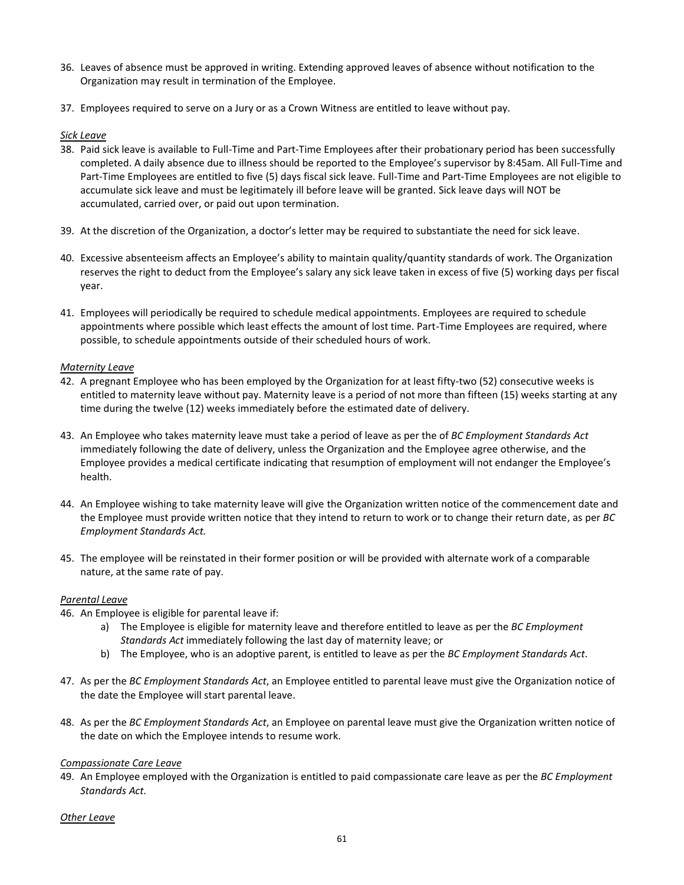36. Leaves of absence must be approved in writing. Extending approved leaves of absence without notification to the Organization may result in termination of the Employee.

37. Employees required to serve on a Jury or as a Crown Witness are entitled to leave without pay.

*Sick Leave*

38. Paid sick leave is available to Full-Time and Part-Time Employees after their probationary period has been successfully completed. A daily absence due to illness should be reported to the Employee's supervisor by 8:45am. All Full-Time and Part-Time Employees are entitled to five (5) days fiscal sick leave. Full-Time and Part-Time Employees are not eligible to accumulate sick leave and must be legitimately ill before leave will be granted. Sick leave days will NOT be accumulated, carried over, or paid out upon termination.

39. At the discretion of the Organization, a doctor's letter may be required to substantiate the need for sick leave.

40. Excessive absenteeism affects an Employee's ability to maintain quality/quantity standards of work. The Organization reserves the right to deduct from the Employee's salary any sick leave taken in excess of five (5) working days per fiscal year.

41. Employees will periodically be required to schedule medical appointments. Employees are required to schedule appointments where possible which least effects the amount of lost time. Part-Time Employees are required, where possible, to schedule appointments outside of their scheduled hours of work.

*Maternity Leave*

42. A pregnant Employee who has been employed by the Organization for at least fifty-two (52) consecutive weeks is entitled to maternity leave without pay. Maternity leave is a period of not more than fifteen (15) weeks starting at any time during the twelve (12) weeks immediately before the estimated date of delivery.

43. An Employee who takes maternity leave must take a period of leave as per the of *BC Employment Standards Act* immediately following the date of delivery, unless the Organization and the Employee agree otherwise, and the Employee provides a medical certificate indicating that resumption of employment will not endanger the Employee's health.

44. An Employee wishing to take maternity leave will give the Organization written notice of the commencement date and the Employee must provide written notice that they intend to return to work or to change their return date, as per *BC Employment Standards Act.*

45. The employee will be reinstated in their former position or will be provided with alternate work of a comparable nature, at the same rate of pay.

*Parental Leave*

46. An Employee is eligible for parental leave if:
    a) The Employee is eligible for maternity leave and therefore entitled to leave as per the *BC Employment Standards Act* immediately following the last day of maternity leave; or
    b) The Employee, who is an adoptive parent, is entitled to leave as per the *BC Employment Standards Act*.

47. As per the *BC Employment Standards Act*, an Employee entitled to parental leave must give the Organization notice of the date the Employee will start parental leave.

48. As per the *BC Employment Standards Act*, an Employee on parental leave must give the Organization written notice of the date on which the Employee intends to resume work.

*Compassionate Care Leave*

49. An Employee employed with the Organization is entitled to paid compassionate care leave as per the *BC Employment Standards Act*.

*Other Leave*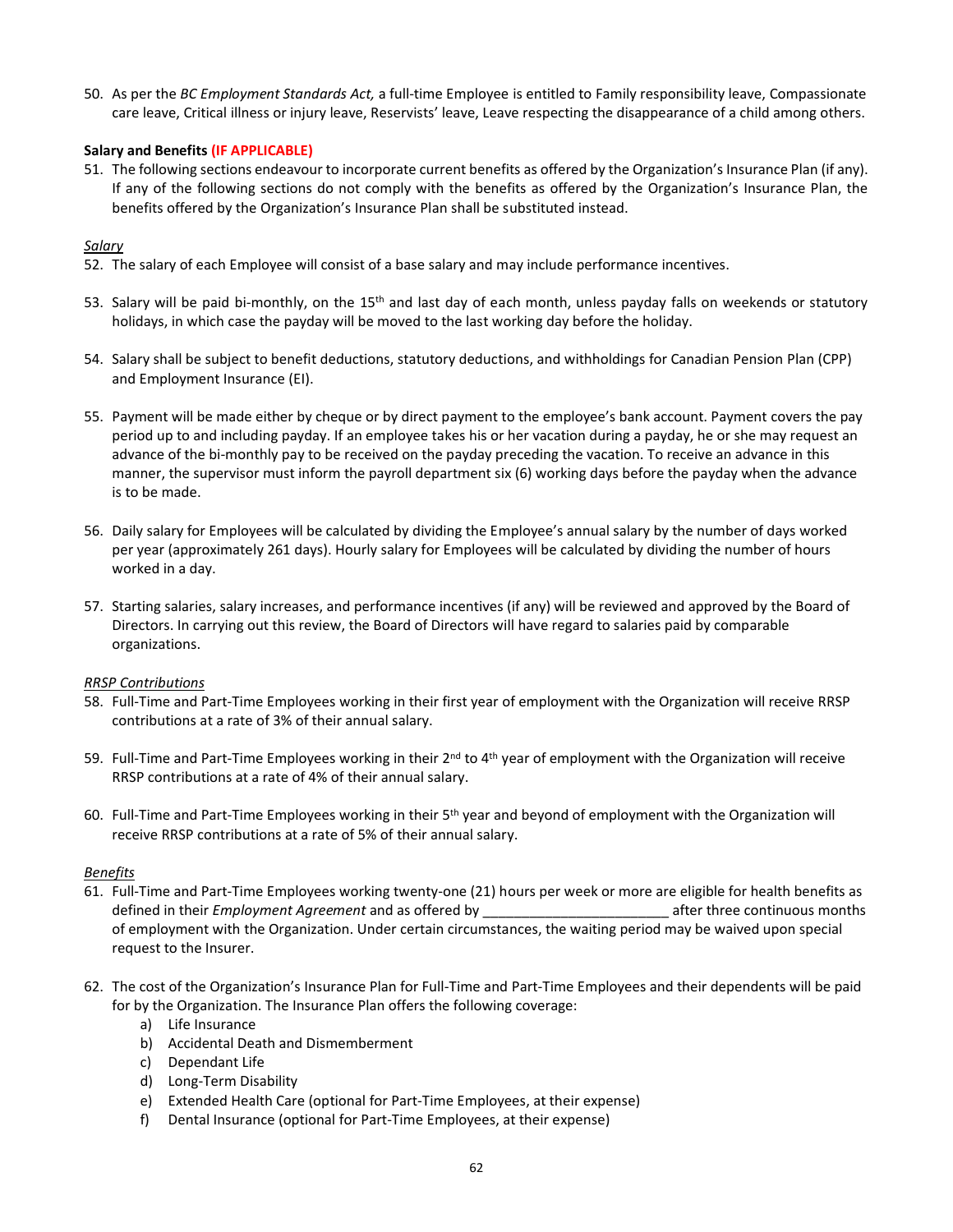50. As per the *BC Employment Standards Act,* a full-time Employee is entitled to Family responsibility leave, Compassionate care leave, Critical illness or injury leave, Reservists' leave, Leave respecting the disappearance of a child among others.

**Salary and Benefits (IF APPLICABLE)**

51. The following sections endeavour to incorporate current benefits as offered by the Organization's Insurance Plan (if any). If any of the following sections do not comply with the benefits as offered by the Organization's Insurance Plan, the benefits offered by the Organization's Insurance Plan shall be substituted instead.

*Salary*

52. The salary of each Employee will consist of a base salary and may include performance incentives.

53. Salary will be paid bi-monthly, on the 15th and last day of each month, unless payday falls on weekends or statutory holidays, in which case the payday will be moved to the last working day before the holiday.

54. Salary shall be subject to benefit deductions, statutory deductions, and withholdings for Canadian Pension Plan (CPP) and Employment Insurance (EI).

55. Payment will be made either by cheque or by direct payment to the employee's bank account. Payment covers the pay period up to and including payday. If an employee takes his or her vacation during a payday, he or she may request an advance of the bi-monthly pay to be received on the payday preceding the vacation. To receive an advance in this manner, the supervisor must inform the payroll department six (6) working days before the payday when the advance is to be made.

56. Daily salary for Employees will be calculated by dividing the Employee's annual salary by the number of days worked per year (approximately 261 days). Hourly salary for Employees will be calculated by dividing the number of hours worked in a day.

57. Starting salaries, salary increases, and performance incentives (if any) will be reviewed and approved by the Board of Directors. In carrying out this review, the Board of Directors will have regard to salaries paid by comparable organizations.

*RRSP Contributions*

58. Full-Time and Part-Time Employees working in their first year of employment with the Organization will receive RRSP contributions at a rate of 3% of their annual salary.

59. Full-Time and Part-Time Employees working in their 2nd to 4th year of employment with the Organization will receive RRSP contributions at a rate of 4% of their annual salary.

60. Full-Time and Part-Time Employees working in their 5th year and beyond of employment with the Organization will receive RRSP contributions at a rate of 5% of their annual salary.

*Benefits*

61. Full-Time and Part-Time Employees working twenty-one (21) hours per week or more are eligible for health benefits as defined in their *Employment Agreement* and as offered by _______________________ after three continuous months of employment with the Organization. Under certain circumstances, the waiting period may be waived upon special request to the Insurer.

62. The cost of the Organization's Insurance Plan for Full-Time and Part-Time Employees and their dependents will be paid for by the Organization. The Insurance Plan offers the following coverage:
    a) Life Insurance
    b) Accidental Death and Dismemberment
    c) Dependant Life
    d) Long-Term Disability
    e) Extended Health Care (optional for Part-Time Employees, at their expense)
    f) Dental Insurance (optional for Part-Time Employees, at their expense)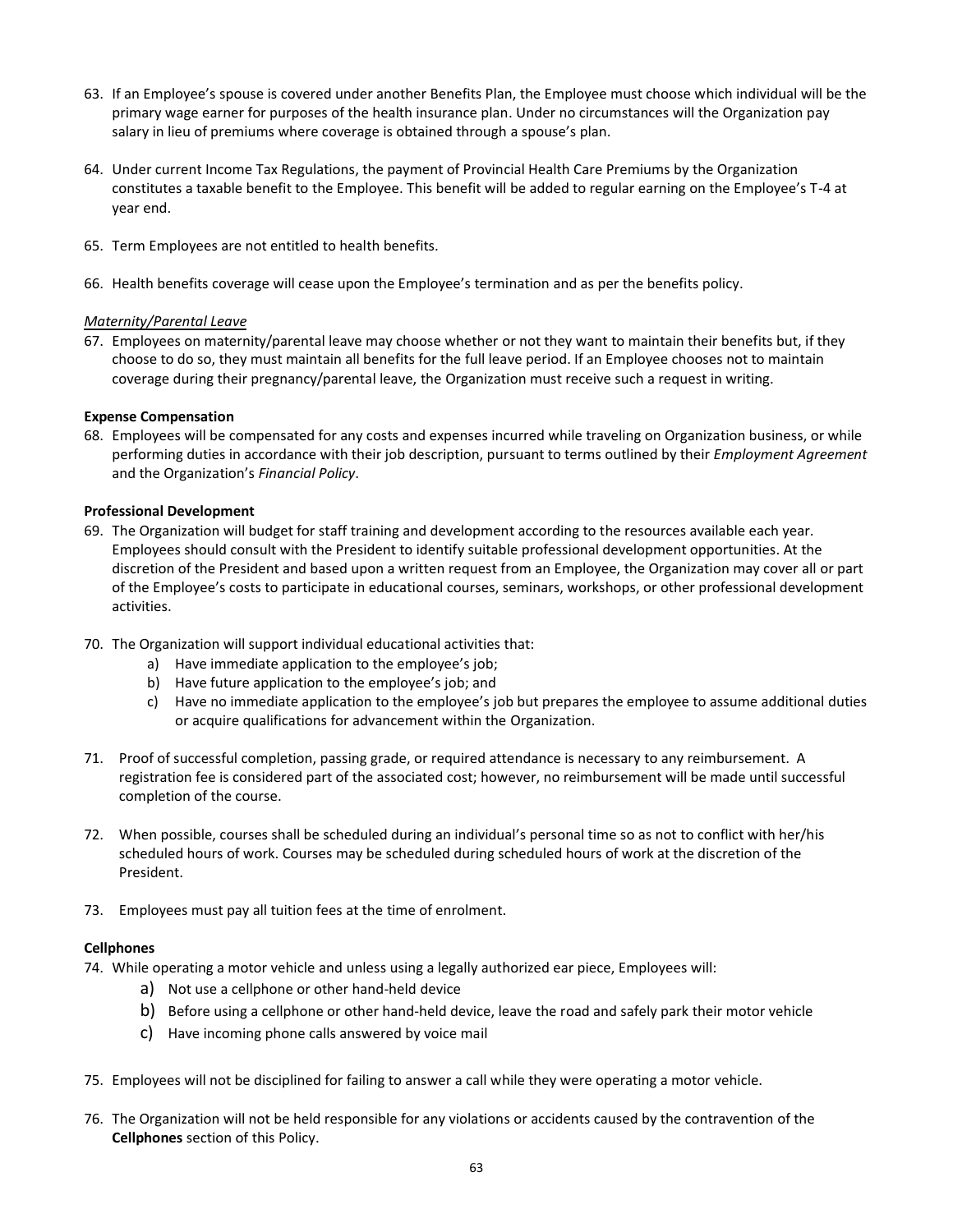63. If an Employee's spouse is covered under another Benefits Plan, the Employee must choose which individual will be the primary wage earner for purposes of the health insurance plan. Under no circumstances will the Organization pay salary in lieu of premiums where coverage is obtained through a spouse's plan.

64. Under current Income Tax Regulations, the payment of Provincial Health Care Premiums by the Organization constitutes a taxable benefit to the Employee. This benefit will be added to regular earning on the Employee's T-4 at year end.

65. Term Employees are not entitled to health benefits.

66. Health benefits coverage will cease upon the Employee's termination and as per the benefits policy.

*Maternity/Parental Leave*

67. Employees on maternity/parental leave may choose whether or not they want to maintain their benefits but, if they choose to do so, they must maintain all benefits for the full leave period. If an Employee chooses not to maintain coverage during their pregnancy/parental leave, the Organization must receive such a request in writing.

**Expense Compensation**

68. Employees will be compensated for any costs and expenses incurred while traveling on Organization business, or while performing duties in accordance with their job description, pursuant to terms outlined by their *Employment Agreement* and the Organization's *Financial Policy*.

**Professional Development**

69. The Organization will budget for staff training and development according to the resources available each year. Employees should consult with the President to identify suitable professional development opportunities. At the discretion of the President and based upon a written request from an Employee, the Organization may cover all or part of the Employee's costs to participate in educational courses, seminars, workshops, or other professional development activities.

70. The Organization will support individual educational activities that:
    a) Have immediate application to the employee's job;
    b) Have future application to the employee's job; and
    c) Have no immediate application to the employee's job but prepares the employee to assume additional duties or acquire qualifications for advancement within the Organization.

71. Proof of successful completion, passing grade, or required attendance is necessary to any reimbursement. A registration fee is considered part of the associated cost; however, no reimbursement will be made until successful completion of the course.

72. When possible, courses shall be scheduled during an individual's personal time so as not to conflict with her/his scheduled hours of work. Courses may be scheduled during scheduled hours of work at the discretion of the President.

73. Employees must pay all tuition fees at the time of enrolment.

**Cellphones**

74. While operating a motor vehicle and unless using a legally authorized ear piece, Employees will:
    a) Not use a cellphone or other hand-held device
    b) Before using a cellphone or other hand-held device, leave the road and safely park their motor vehicle
    c) Have incoming phone calls answered by voice mail

75. Employees will not be disciplined for failing to answer a call while they were operating a motor vehicle.

76. The Organization will not be held responsible for any violations or accidents caused by the contravention of the **Cellphones** section of this Policy.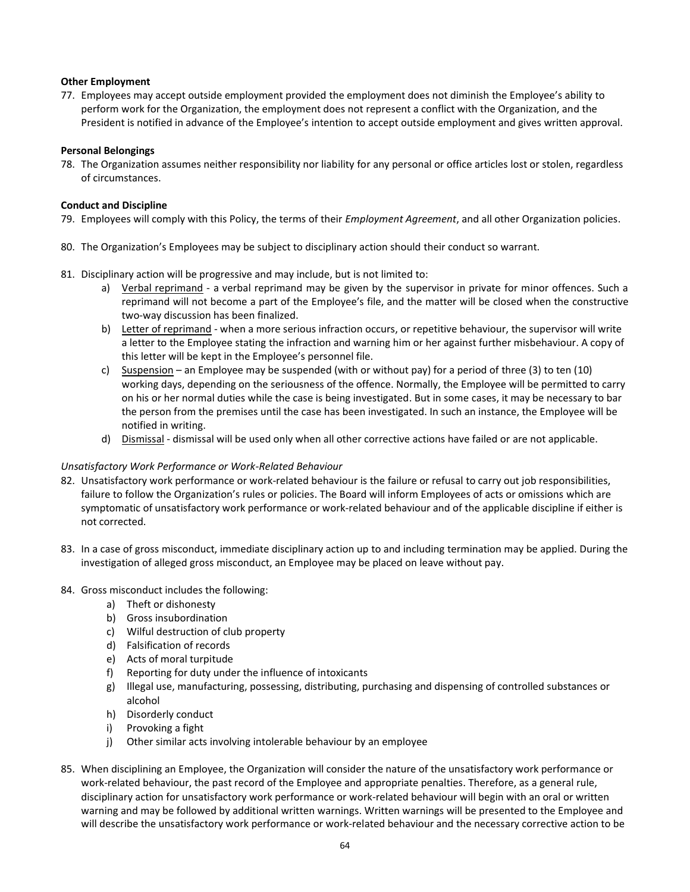**Other Employment**

77. Employees may accept outside employment provided the employment does not diminish the Employee's ability to perform work for the Organization, the employment does not represent a conflict with the Organization, and the President is notified in advance of the Employee's intention to accept outside employment and gives written approval.

**Personal Belongings**

78. The Organization assumes neither responsibility nor liability for any personal or office articles lost or stolen, regardless of circumstances.

**Conduct and Discipline**

79. Employees will comply with this Policy, the terms of their *Employment Agreement*, and all other Organization policies.

80. The Organization's Employees may be subject to disciplinary action should their conduct so warrant.

81. Disciplinary action will be progressive and may include, but is not limited to:
    a) <u>Verbal reprimand</u> - a verbal reprimand may be given by the supervisor in private for minor offences. Such a reprimand will not become a part of the Employee's file, and the matter will be closed when the constructive two-way discussion has been finalized.
    b) <u>Letter of reprimand</u> - when a more serious infraction occurs, or repetitive behaviour, the supervisor will write a letter to the Employee stating the infraction and warning him or her against further misbehaviour. A copy of this letter will be kept in the Employee's personnel file.
    c) <u>Suspension</u> – an Employee may be suspended (with or without pay) for a period of three (3) to ten (10) working days, depending on the seriousness of the offence. Normally, the Employee will be permitted to carry on his or her normal duties while the case is being investigated. But in some cases, it may be necessary to bar the person from the premises until the case has been investigated. In such an instance, the Employee will be notified in writing.
    d) <u>Dismissal</u> - dismissal will be used only when all other corrective actions have failed or are not applicable.

*Unsatisfactory Work Performance or Work-Related Behaviour*

82. Unsatisfactory work performance or work-related behaviour is the failure or refusal to carry out job responsibilities, failure to follow the Organization's rules or policies. The Board will inform Employees of acts or omissions which are symptomatic of unsatisfactory work performance or work-related behaviour and of the applicable discipline if either is not corrected.

83. In a case of gross misconduct, immediate disciplinary action up to and including termination may be applied. During the investigation of alleged gross misconduct, an Employee may be placed on leave without pay.

84. Gross misconduct includes the following:
    a) Theft or dishonesty
    b) Gross insubordination
    c) Wilful destruction of club property
    d) Falsification of records
    e) Acts of moral turpitude
    f) Reporting for duty under the influence of intoxicants
    g) Illegal use, manufacturing, possessing, distributing, purchasing and dispensing of controlled substances or alcohol
    h) Disorderly conduct
    i) Provoking a fight
    j) Other similar acts involving intolerable behaviour by an employee

85. When disciplining an Employee, the Organization will consider the nature of the unsatisfactory work performance or work-related behaviour, the past record of the Employee and appropriate penalties. Therefore, as a general rule, disciplinary action for unsatisfactory work performance or work-related behaviour will begin with an oral or written warning and may be followed by additional written warnings. Written warnings will be presented to the Employee and will describe the unsatisfactory work performance or work-related behaviour and the necessary corrective action to be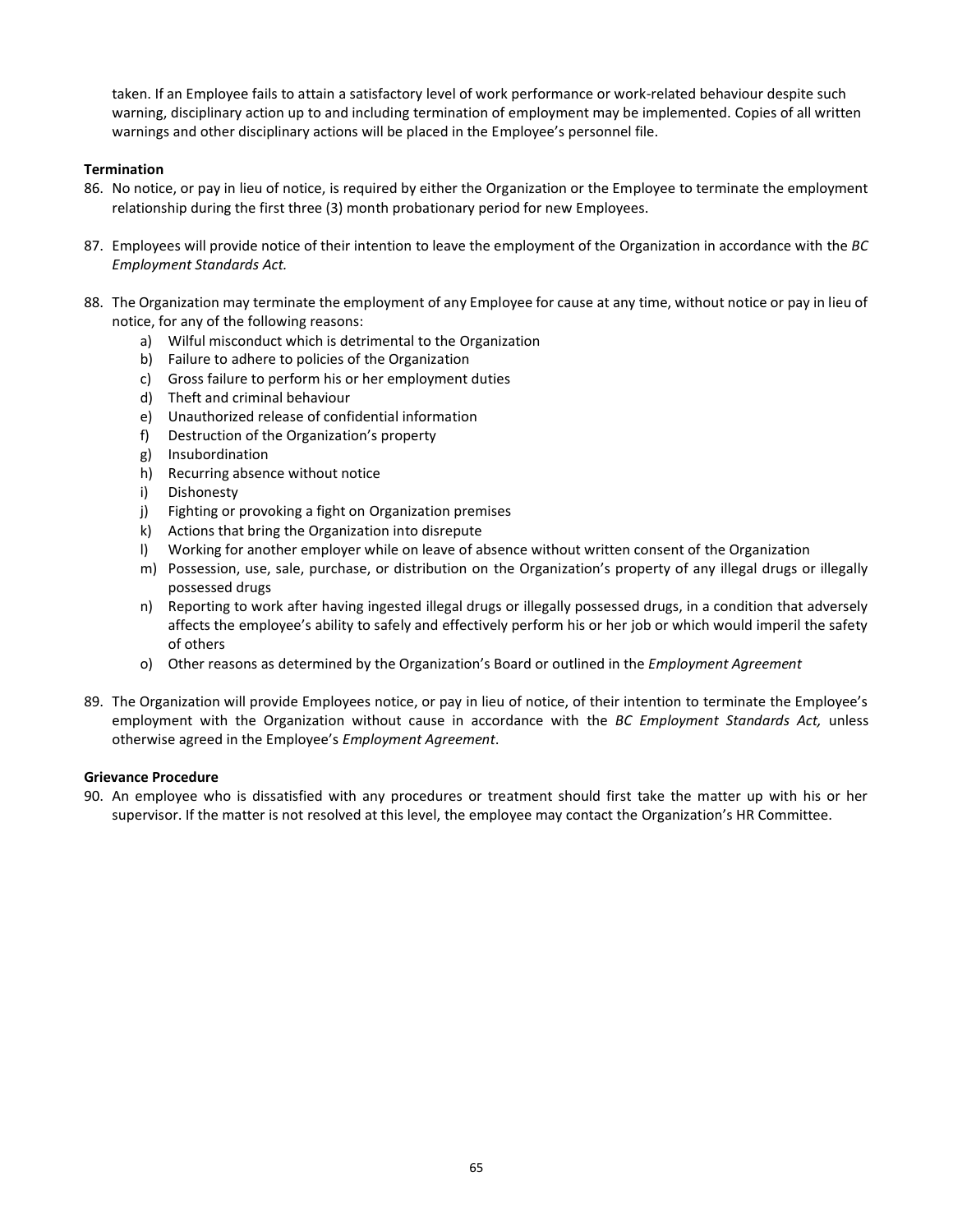taken. If an Employee fails to attain a satisfactory level of work performance or work-related behaviour despite such warning, disciplinary action up to and including termination of employment may be implemented. Copies of all written warnings and other disciplinary actions will be placed in the Employee's personnel file.

**Termination**

86. No notice, or pay in lieu of notice, is required by either the Organization or the Employee to terminate the employment relationship during the first three (3) month probationary period for new Employees.

87. Employees will provide notice of their intention to leave the employment of the Organization in accordance with the *BC Employment Standards Act.*

88. The Organization may terminate the employment of any Employee for cause at any time, without notice or pay in lieu of notice, for any of the following reasons:
    a) Wilful misconduct which is detrimental to the Organization
    b) Failure to adhere to policies of the Organization
    c) Gross failure to perform his or her employment duties
    d) Theft and criminal behaviour
    e) Unauthorized release of confidential information
    f) Destruction of the Organization's property
    g) Insubordination
    h) Recurring absence without notice
    i) Dishonesty
    j) Fighting or provoking a fight on Organization premises
    k) Actions that bring the Organization into disrepute
    l) Working for another employer while on leave of absence without written consent of the Organization
    m) Possession, use, sale, purchase, or distribution on the Organization's property of any illegal drugs or illegally possessed drugs
    n) Reporting to work after having ingested illegal drugs or illegally possessed drugs, in a condition that adversely affects the employee's ability to safely and effectively perform his or her job or which would imperil the safety of others
    o) Other reasons as determined by the Organization's Board or outlined in the *Employment Agreement*

89. The Organization will provide Employees notice, or pay in lieu of notice, of their intention to terminate the Employee's employment with the Organization without cause in accordance with the *BC Employment Standards Act,* unless otherwise agreed in the Employee's *Employment Agreement*.

**Grievance Procedure**

90. An employee who is dissatisfied with any procedures or treatment should first take the matter up with his or her supervisor. If the matter is not resolved at this level, the employee may contact the Organization's HR Committee.